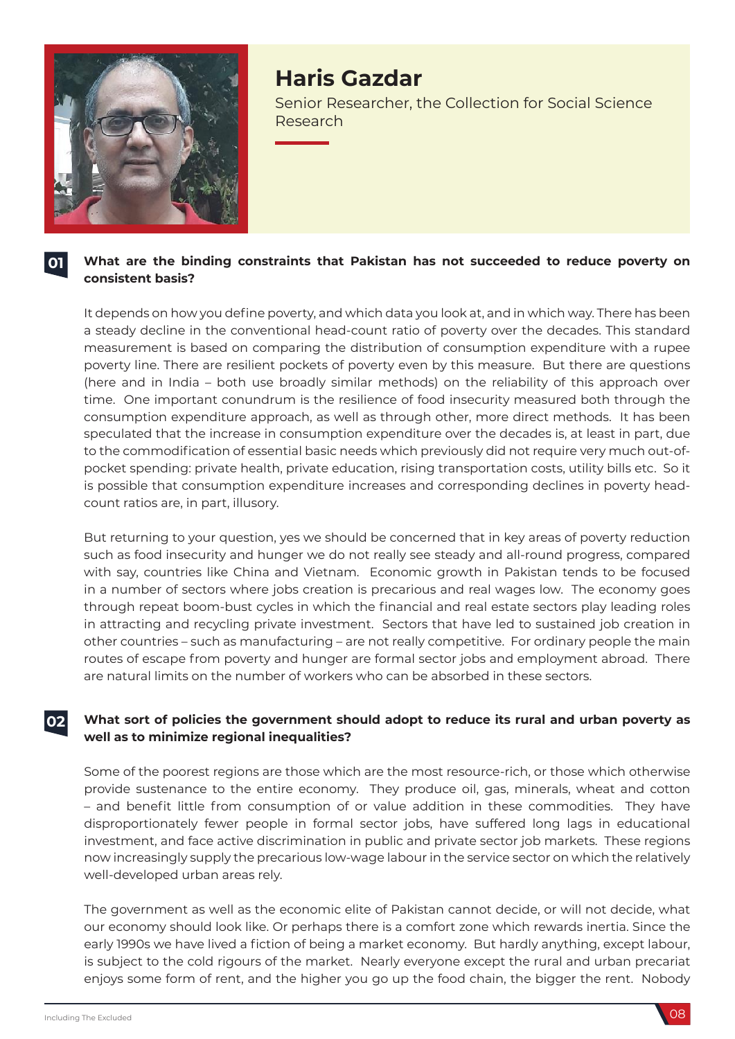# Haris Gazdar

Senior Researcher, the Collection for Social Science Research

**01** **What are the binding constraints that Pakistan has not succeeded to reduce poverty on consistent basis?**

It depends on how you define poverty, and which data you look at, and in which way. There has been a steady decline in the conventional head-count ratio of poverty over the decades. This standard measurement is based on comparing the distribution of consumption expenditure with a rupee poverty line. There are resilient pockets of poverty even by this measure. But there are questions (here and in India – both use broadly similar methods) on the reliability of this approach over time. One important conundrum is the resilience of food insecurity measured both through the consumption expenditure approach, as well as through other, more direct methods. It has been speculated that the increase in consumption expenditure over the decades is, at least in part, due to the commodification of essential basic needs which previously did not require very much out-of-pocket spending: private health, private education, rising transportation costs, utility bills etc. So it is possible that consumption expenditure increases and corresponding declines in poverty head-count ratios are, in part, illusory.

But returning to your question, yes we should be concerned that in key areas of poverty reduction such as food insecurity and hunger we do not really see steady and all-round progress, compared with say, countries like China and Vietnam. Economic growth in Pakistan tends to be focused in a number of sectors where jobs creation is precarious and real wages low. The economy goes through repeat boom-bust cycles in which the financial and real estate sectors play leading roles in attracting and recycling private investment. Sectors that have led to sustained job creation in other countries – such as manufacturing – are not really competitive. For ordinary people the main routes of escape from poverty and hunger are formal sector jobs and employment abroad. There are natural limits on the number of workers who can be absorbed in these sectors.

**02** **What sort of policies the government should adopt to reduce its rural and urban poverty as well as to minimize regional inequalities?**

Some of the poorest regions are those which are the most resource-rich, or those which otherwise provide sustenance to the entire economy. They produce oil, gas, minerals, wheat and cotton – and benefit little from consumption of or value addition in these commodities. They have disproportionately fewer people in formal sector jobs, have suffered long lags in educational investment, and face active discrimination in public and private sector job markets. These regions now increasingly supply the precarious low-wage labour in the service sector on which the relatively well-developed urban areas rely.

The government as well as the economic elite of Pakistan cannot decide, or will not decide, what our economy should look like. Or perhaps there is a comfort zone which rewards inertia. Since the early 1990s we have lived a fiction of being a market economy. But hardly anything, except labour, is subject to the cold rigours of the market. Nearly everyone except the rural and urban precariat enjoys some form of rent, and the higher you go up the food chain, the bigger the rent. Nobody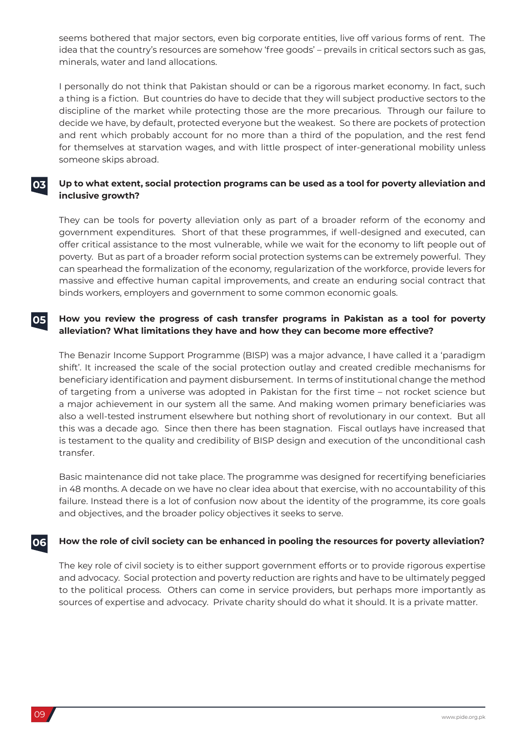seems bothered that major sectors, even big corporate entities, live off various forms of rent. The idea that the country's resources are somehow 'free goods' – prevails in critical sectors such as gas, minerals, water and land allocations.

I personally do not think that Pakistan should or can be a rigorous market economy. In fact, such a thing is a fiction. But countries do have to decide that they will subject productive sectors to the discipline of the market while protecting those are the more precarious. Through our failure to decide we have, by default, protected everyone but the weakest. So there are pockets of protection and rent which probably account for no more than a third of the population, and the rest fend for themselves at starvation wages, and with little prospect of inter-generational mobility unless someone skips abroad.

### 03 Up to what extent, social protection programs can be used as a tool for poverty alleviation and inclusive growth?

They can be tools for poverty alleviation only as part of a broader reform of the economy and government expenditures. Short of that these programmes, if well-designed and executed, can offer critical assistance to the most vulnerable, while we wait for the economy to lift people out of poverty. But as part of a broader reform social protection systems can be extremely powerful. They can spearhead the formalization of the economy, regularization of the workforce, provide levers for massive and effective human capital improvements, and create an enduring social contract that binds workers, employers and government to some common economic goals.

### 05 How you review the progress of cash transfer programs in Pakistan as a tool for poverty alleviation? What limitations they have and how they can become more effective?

The Benazir Income Support Programme (BISP) was a major advance, I have called it a 'paradigm shift'. It increased the scale of the social protection outlay and created credible mechanisms for beneficiary identification and payment disbursement. In terms of institutional change the method of targeting from a universe was adopted in Pakistan for the first time – not rocket science but a major achievement in our system all the same. And making women primary beneficiaries was also a well-tested instrument elsewhere but nothing short of revolutionary in our context. But all this was a decade ago. Since then there has been stagnation. Fiscal outlays have increased that is testament to the quality and credibility of BISP design and execution of the unconditional cash transfer.

Basic maintenance did not take place. The programme was designed for recertifying beneficiaries in 48 months. A decade on we have no clear idea about that exercise, with no accountability of this failure. Instead there is a lot of confusion now about the identity of the programme, its core goals and objectives, and the broader policy objectives it seeks to serve.

### 06 How the role of civil society can be enhanced in pooling the resources for poverty alleviation?

The key role of civil society is to either support government efforts or to provide rigorous expertise and advocacy. Social protection and poverty reduction are rights and have to be ultimately pegged to the political process. Others can come in service providers, but perhaps more importantly as sources of expertise and advocacy. Private charity should do what it should. It is a private matter.